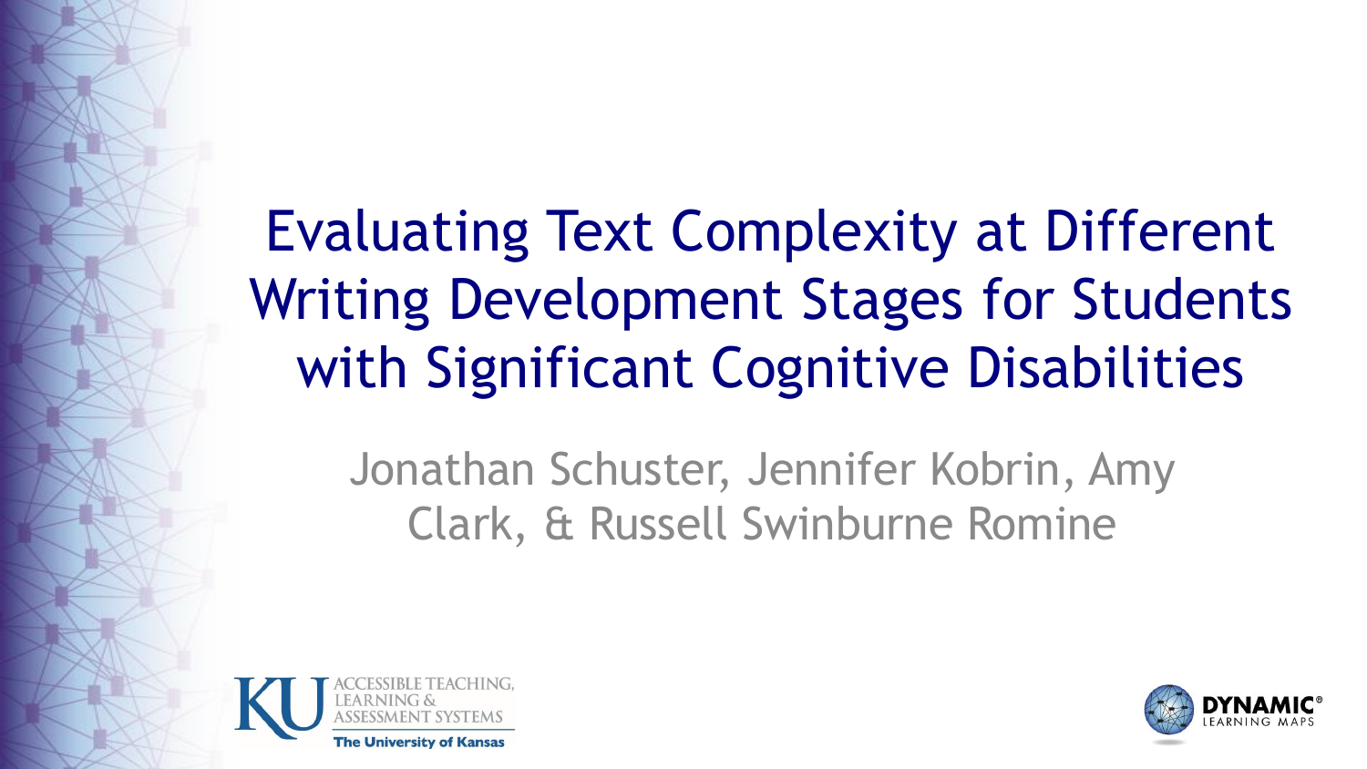# Evaluating Text Complexity at Different Writing Development Stages for Students with Significant Cognitive Disabilities

Jonathan Schuster, Jennifer Kobrin, Amy Clark, & Russell Swinburne Romine

KU ACCESSIBLE TEACHING, LEARNING & ASSESSMENT SYSTEMS
The University of Kansas

DYNAMIC® LEARNING MAPS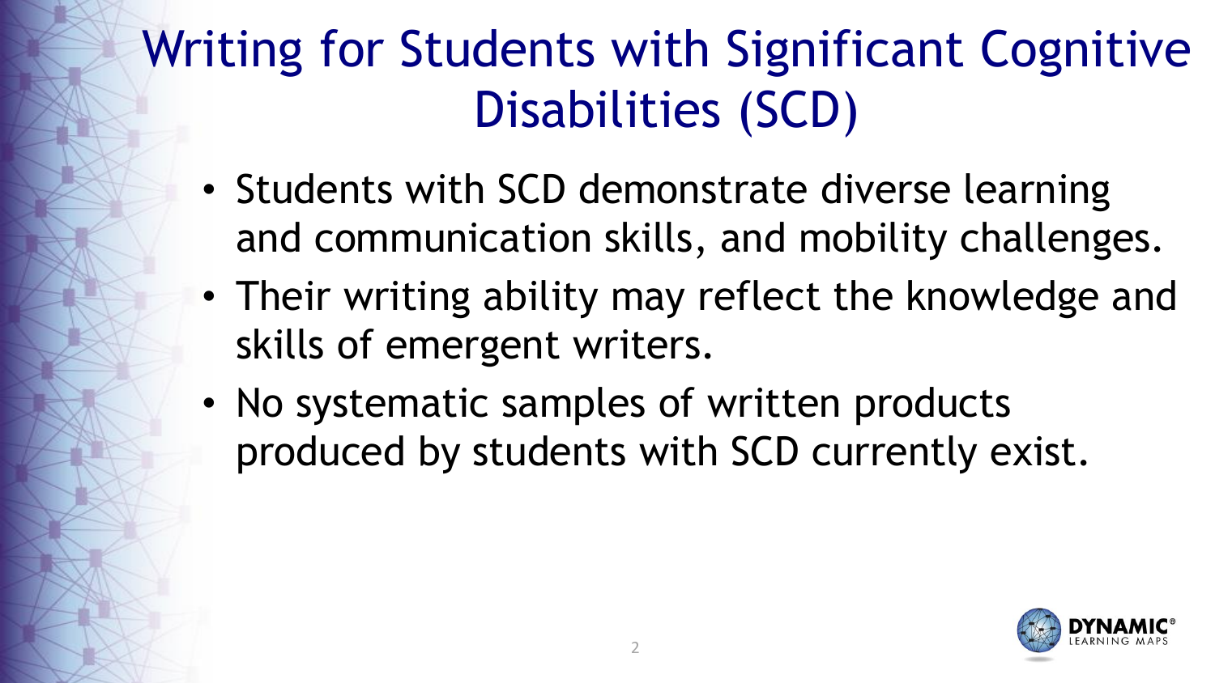# Writing for Students with Significant Cognitive Disabilities (SCD)

- Students with SCD demonstrate diverse learning and communication skills, and mobility challenges.
- Their writing ability may reflect the knowledge and skills of emergent writers.
- No systematic samples of written products produced by students with SCD currently exist.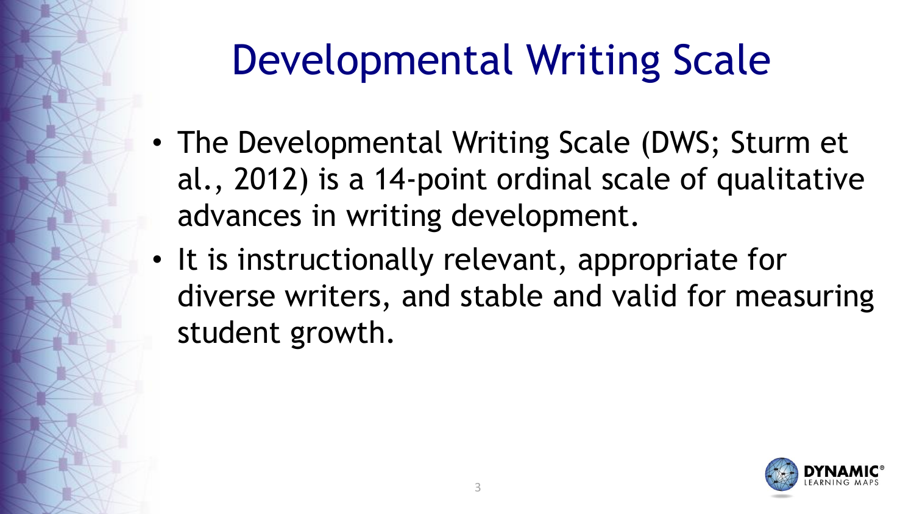# Developmental Writing Scale

- The Developmental Writing Scale (DWS; Sturm et al., 2012) is a 14-point ordinal scale of qualitative advances in writing development.
- It is instructionally relevant, appropriate for diverse writers, and stable and valid for measuring student growth.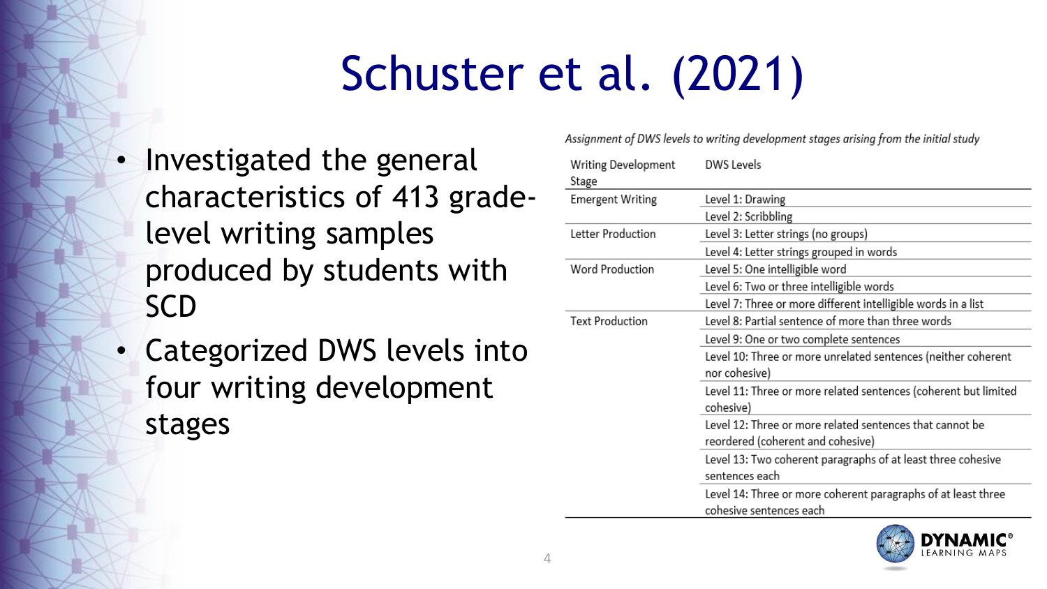# Schuster et al. (2021)

- Investigated the general characteristics of 413 grade-level writing samples produced by students with SCD
- Categorized DWS levels into four writing development stages

*Assignment of DWS levels to writing development stages arising from the initial study*

| Writing Development Stage | DWS Levels |
|---|---|
| Emergent Writing | Level 1: Drawing |
| | Level 2: Scribbling |
| Letter Production | Level 3: Letter strings (no groups) |
| | Level 4: Letter strings grouped in words |
| Word Production | Level 5: One intelligible word |
| | Level 6: Two or three intelligible words |
| | Level 7: Three or more different intelligible words in a list |
| Text Production | Level 8: Partial sentence of more than three words |
| | Level 9: One or two complete sentences |
| | Level 10: Three or more unrelated sentences (neither coherent nor cohesive) |
| | Level 11: Three or more related sentences (coherent but limited cohesive) |
| | Level 12: Three or more related sentences that cannot be reordered (coherent and cohesive) |
| | Level 13: Two coherent paragraphs of at least three cohesive sentences each |
| | Level 14: Three or more coherent paragraphs of at least three cohesive sentences each |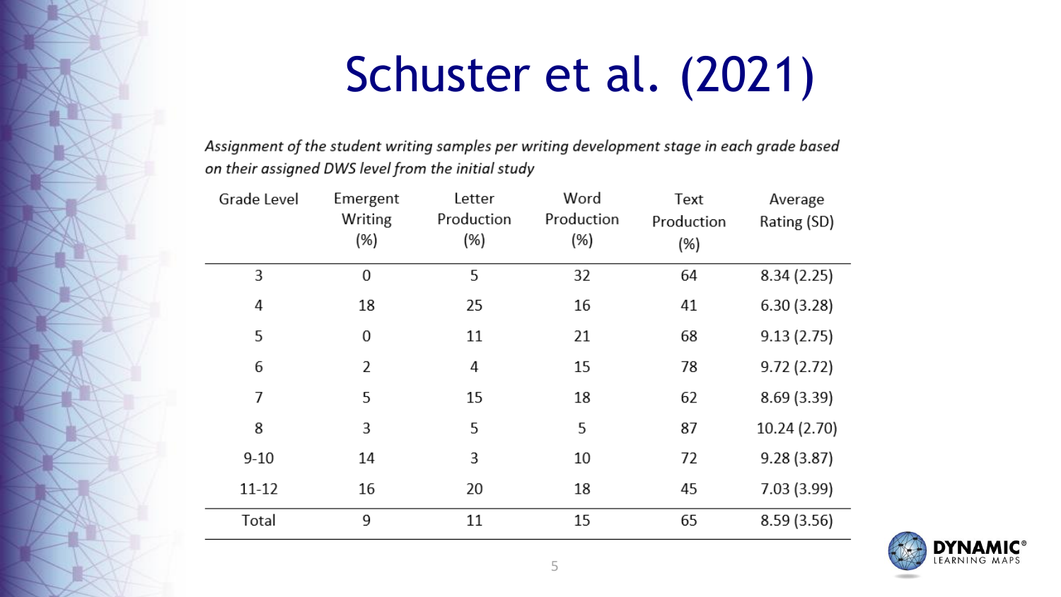# Schuster et al. (2021)

*Assignment of the student writing samples per writing development stage in each grade based on their assigned DWS level from the initial study*

| Grade Level | Emergent Writing (%) | Letter Production (%) | Word Production (%) | Text Production (%) | Average Rating (SD) |
|---|---|---|---|---|---|
| 3 | 0 | 5 | 32 | 64 | 8.34 (2.25) |
| 4 | 18 | 25 | 16 | 41 | 6.30 (3.28) |
| 5 | 0 | 11 | 21 | 68 | 9.13 (2.75) |
| 6 | 2 | 4 | 15 | 78 | 9.72 (2.72) |
| 7 | 5 | 15 | 18 | 62 | 8.69 (3.39) |
| 8 | 3 | 5 | 5 | 87 | 10.24 (2.70) |
| 9-10 | 14 | 3 | 10 | 72 | 9.28 (3.87) |
| 11-12 | 16 | 20 | 18 | 45 | 7.03 (3.99) |
| Total | 9 | 11 | 15 | 65 | 8.59 (3.56) |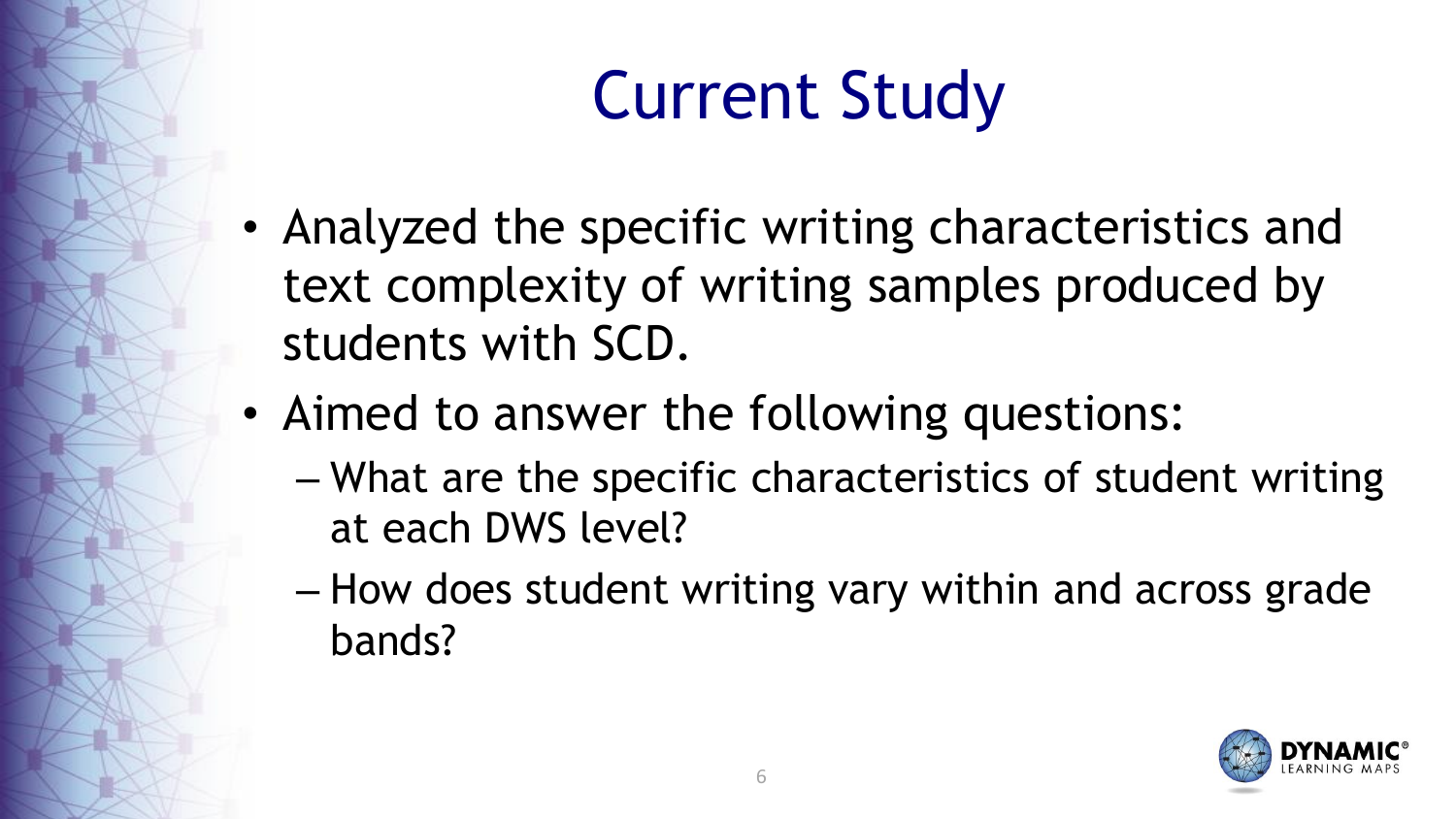# Current Study

- Analyzed the specific writing characteristics and text complexity of writing samples produced by students with SCD.
- Aimed to answer the following questions:
  - What are the specific characteristics of student writing at each DWS level?
  - How does student writing vary within and across grade bands?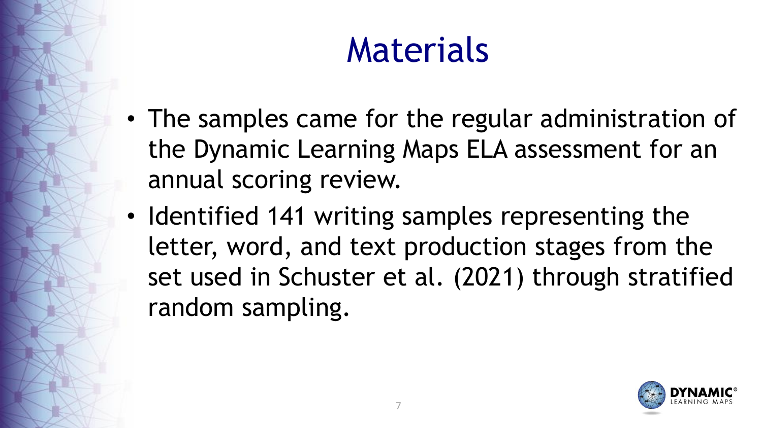# Materials

- The samples came for the regular administration of the Dynamic Learning Maps ELA assessment for an annual scoring review.
- Identified 141 writing samples representing the letter, word, and text production stages from the set used in Schuster et al. (2021) through stratified random sampling.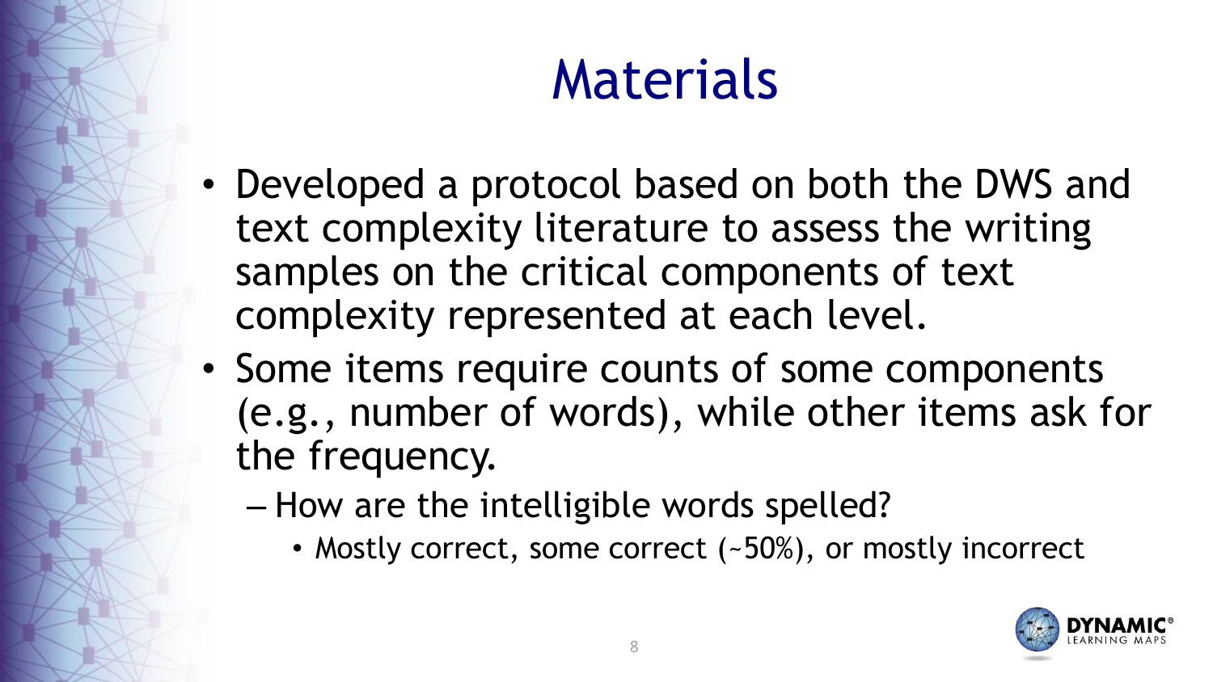# Materials

- Developed a protocol based on both the DWS and text complexity literature to assess the writing samples on the critical components of text complexity represented at each level.
- Some items require counts of some components (e.g., number of words), while other items ask for the frequency.
  - How are the intelligible words spelled?
    - Mostly correct, some correct (~50%), or mostly incorrect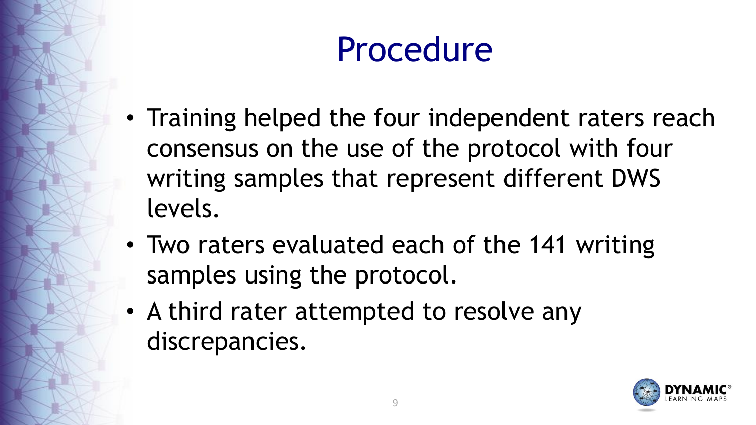# Procedure

- Training helped the four independent raters reach consensus on the use of the protocol with four writing samples that represent different DWS levels.
- Two raters evaluated each of the 141 writing samples using the protocol.
- A third rater attempted to resolve any discrepancies.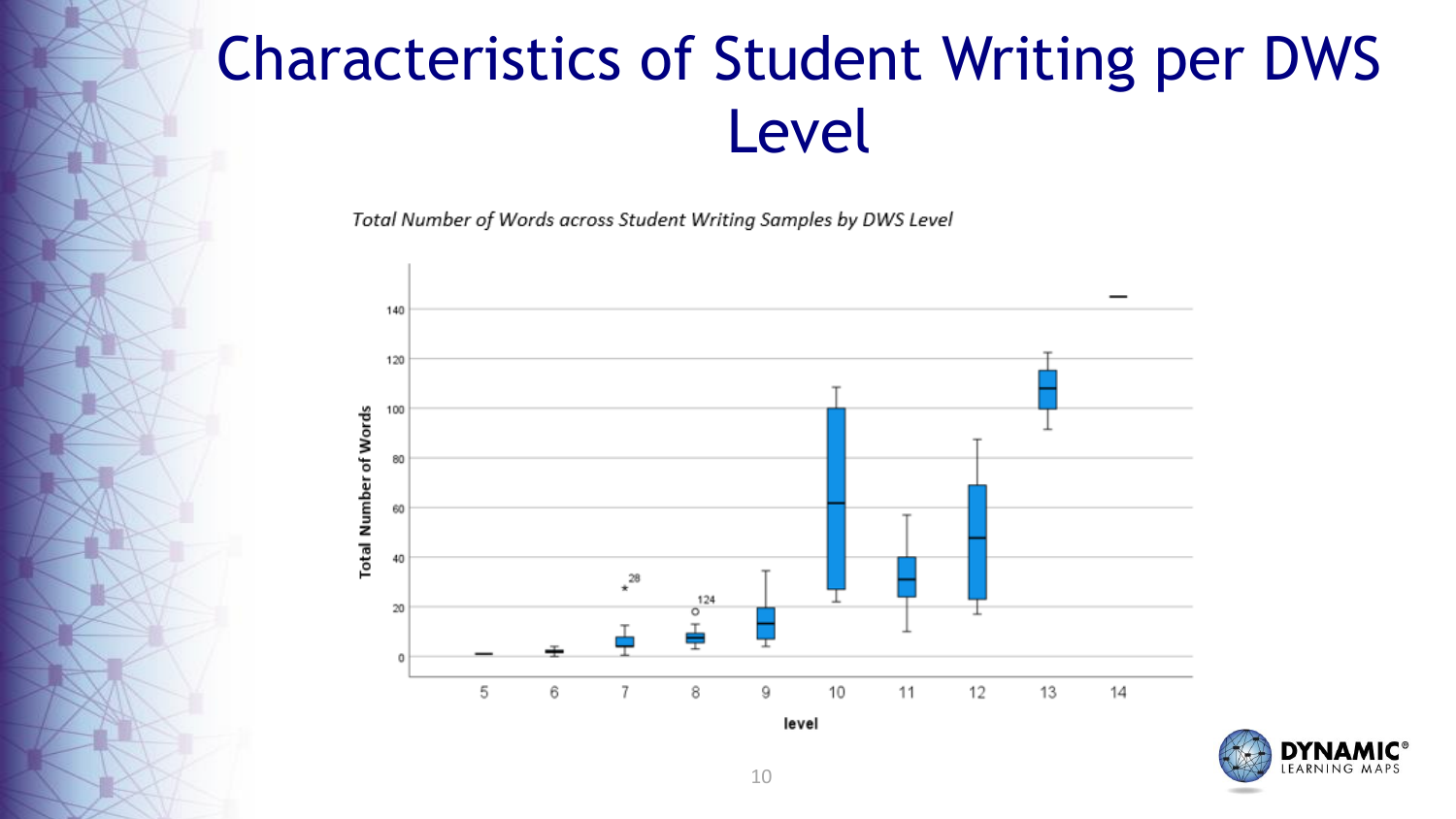# Characteristics of Student Writing per DWS Level

*Total Number of Words across Student Writing Samples by DWS Level*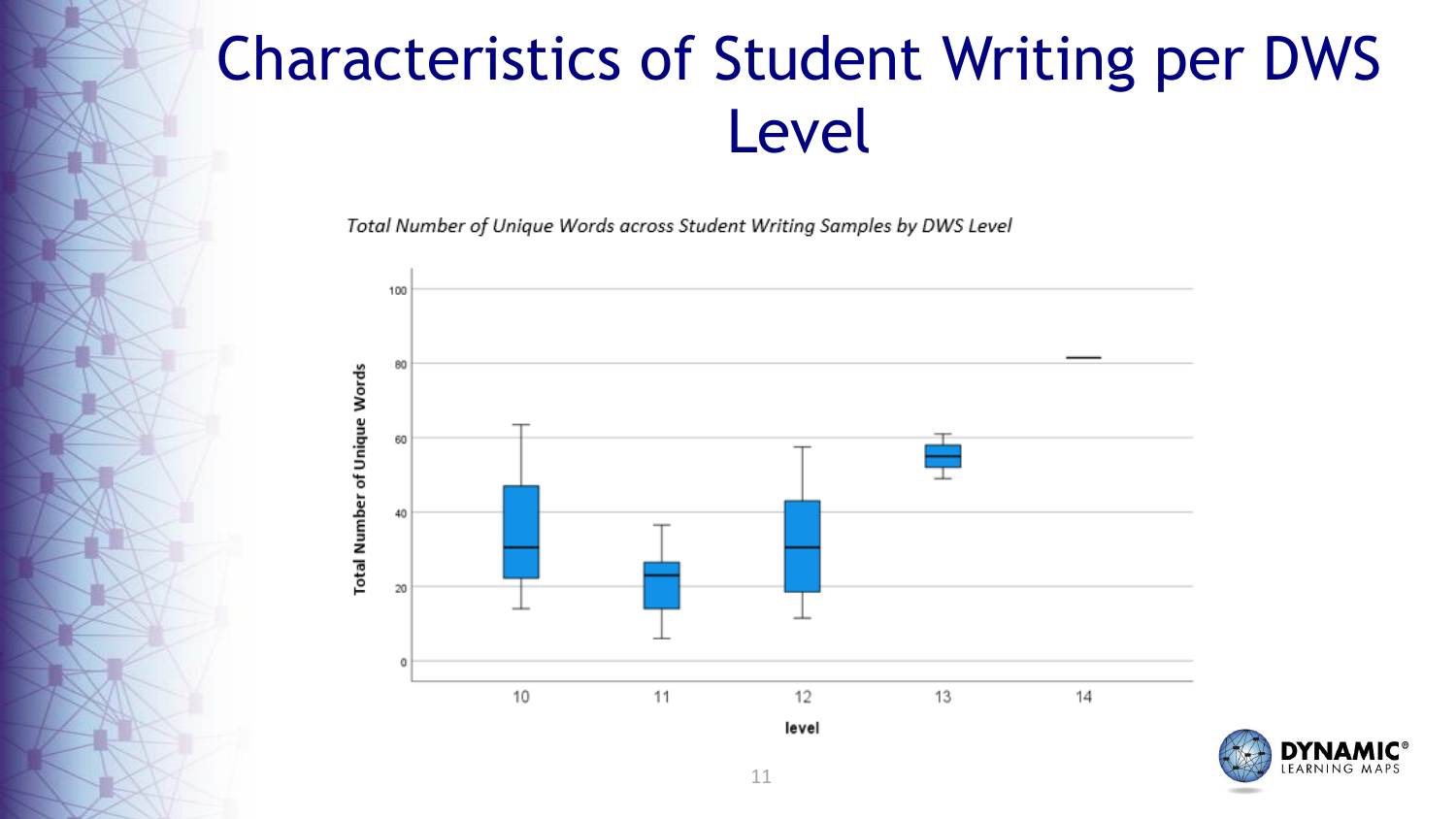# Characteristics of Student Writing per DWS Level

*Total Number of Unique Words across Student Writing Samples by DWS Level*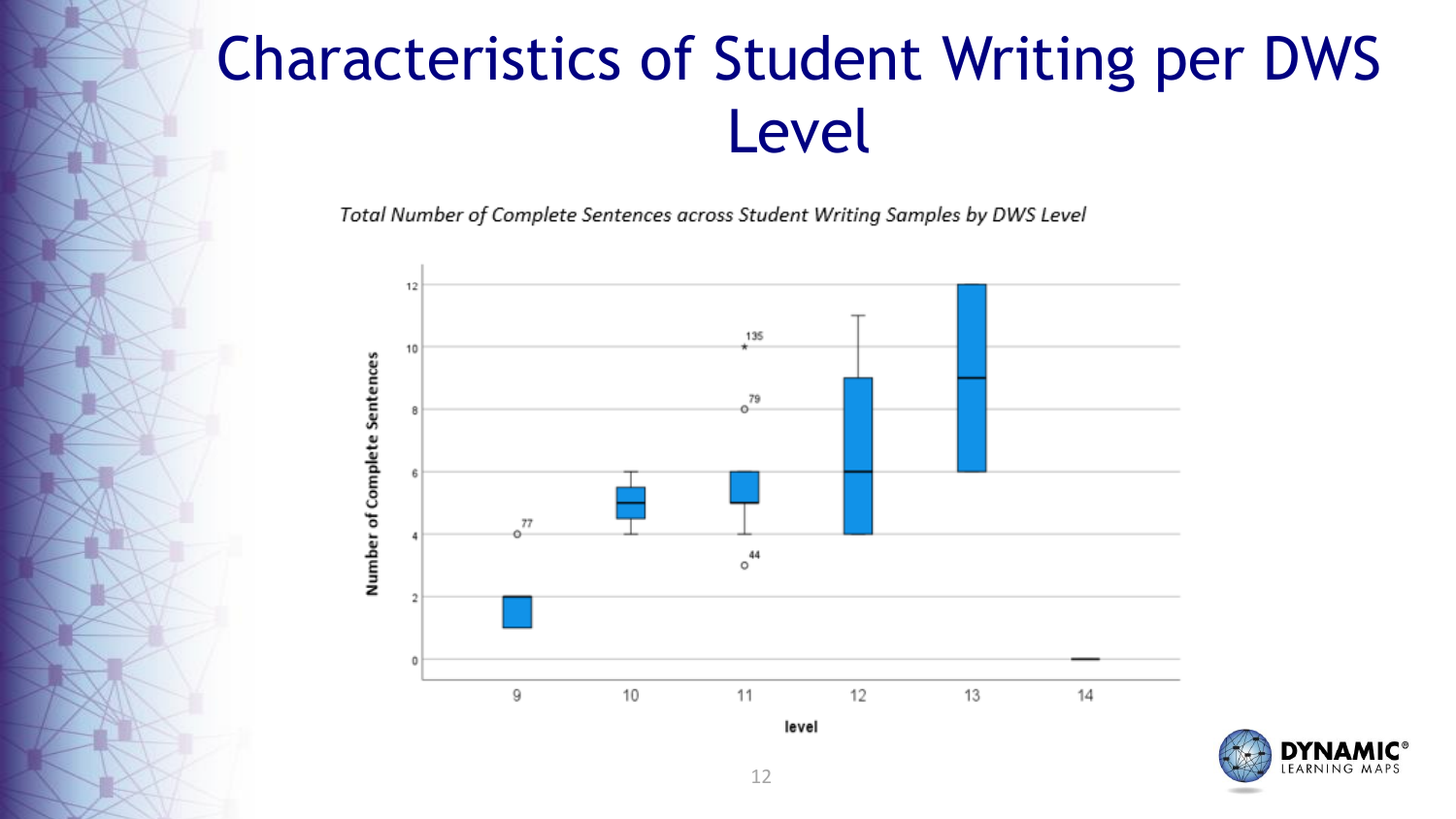# Characteristics of Student Writing per DWS Level

*Total Number of Complete Sentences across Student Writing Samples by DWS Level*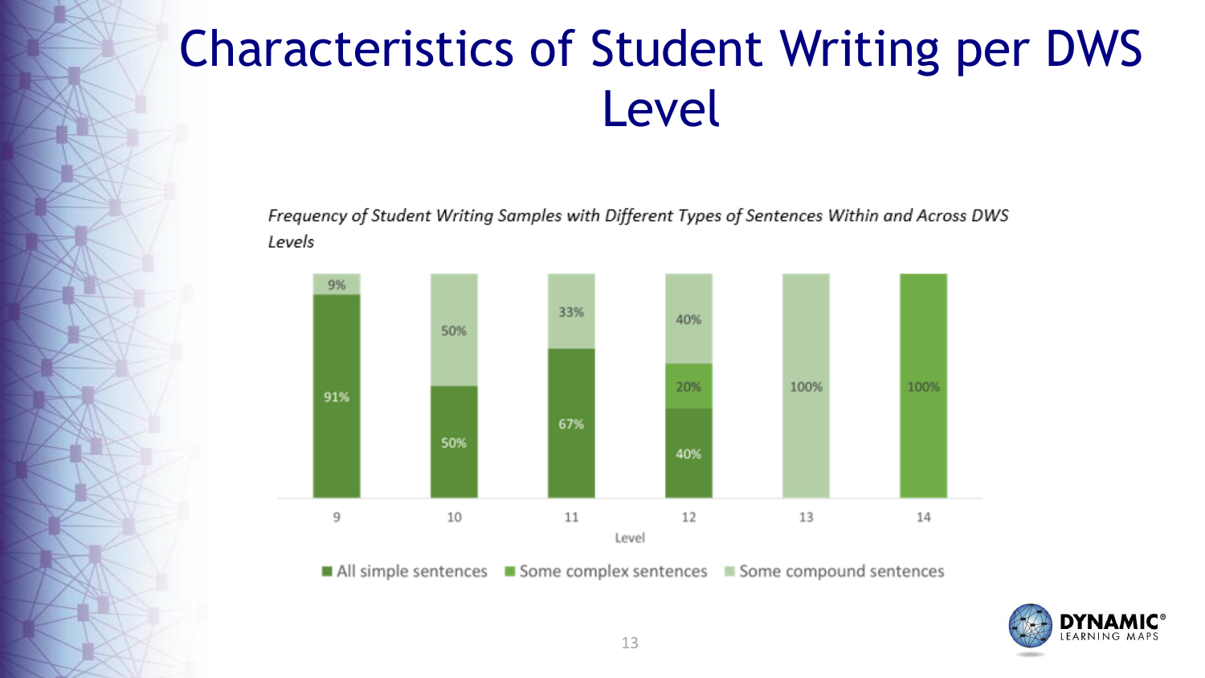# Characteristics of Student Writing per DWS Level

*Frequency of Student Writing Samples with Different Types of Sentences Within and Across DWS Levels*

| Level | All simple sentences | Some complex sentences | Some compound sentences |
|---|---|---|---|
| 9 | 91% | | 9% |
| 10 | 50% | | 50% |
| 11 | 67% | | 33% |
| 12 | 40% | 20% | 40% |
| 13 | | | 100% |
| 14 | | 100% | |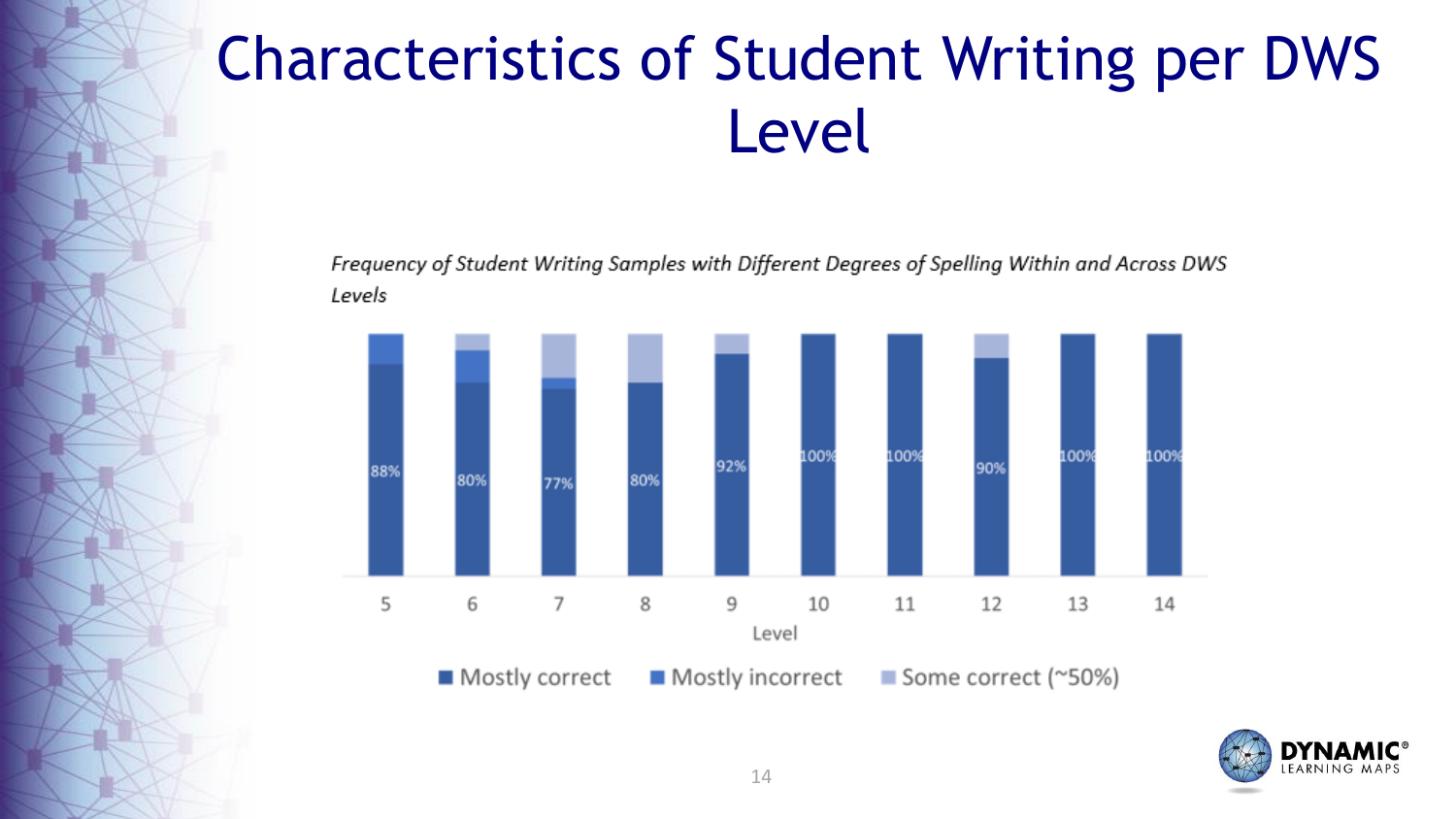# Characteristics of Student Writing per DWS Level

*Frequency of Student Writing Samples with Different Degrees of Spelling Within and Across DWS Levels*

| Level | Mostly correct |
|---|---|
| 5 | 88% |
| 6 | 80% |
| 7 | 77% |
| 8 | 80% |
| 9 | 92% |
| 10 | 100% |
| 11 | 100% |
| 12 | 90% |
| 13 | 100% |
| 14 | 100% |

Legend: Mostly correct, Mostly incorrect, Some correct (~50%)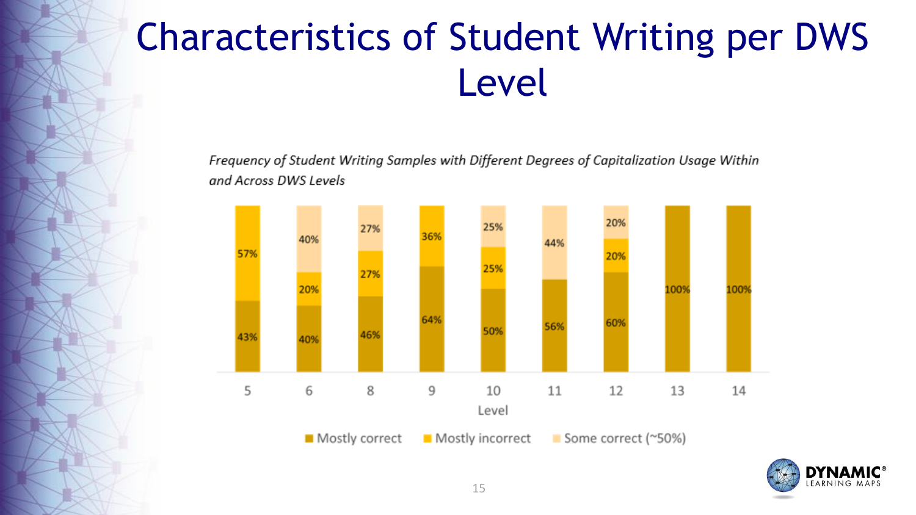# Characteristics of Student Writing per DWS Level

*Frequency of Student Writing Samples with Different Degrees of Capitalization Usage Within and Across DWS Levels*

| Level | Mostly correct | Mostly incorrect | Some correct (~50%) |
|---|---|---|---|
| 5 | 43% | 57% | |
| 6 | 40% | 20% | 40% |
| 8 | 46% | 27% | 27% |
| 9 | 64% | 36% | |
| 10 | 50% | 25% | 25% |
| 11 | 56% | | 44% |
| 12 | 60% | 20% | 20% |
| 13 | 100% | | |
| 14 | 100% | | |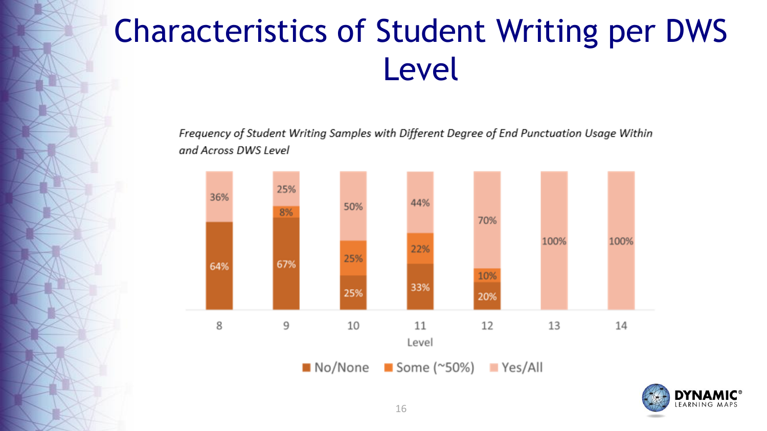# Characteristics of Student Writing per DWS Level

*Frequency of Student Writing Samples with Different Degree of End Punctuation Usage Within and Across DWS Level*

| Level | No/None | Some (~50%) | Yes/All |
|---|---|---|---|
| 8 | 64% | | 36% |
| 9 | 67% | 8% | 25% |
| 10 | 25% | 25% | 50% |
| 11 | 33% | 22% | 44% |
| 12 | 20% | 10% | 70% |
| 13 | | | 100% |
| 14 | | | 100% |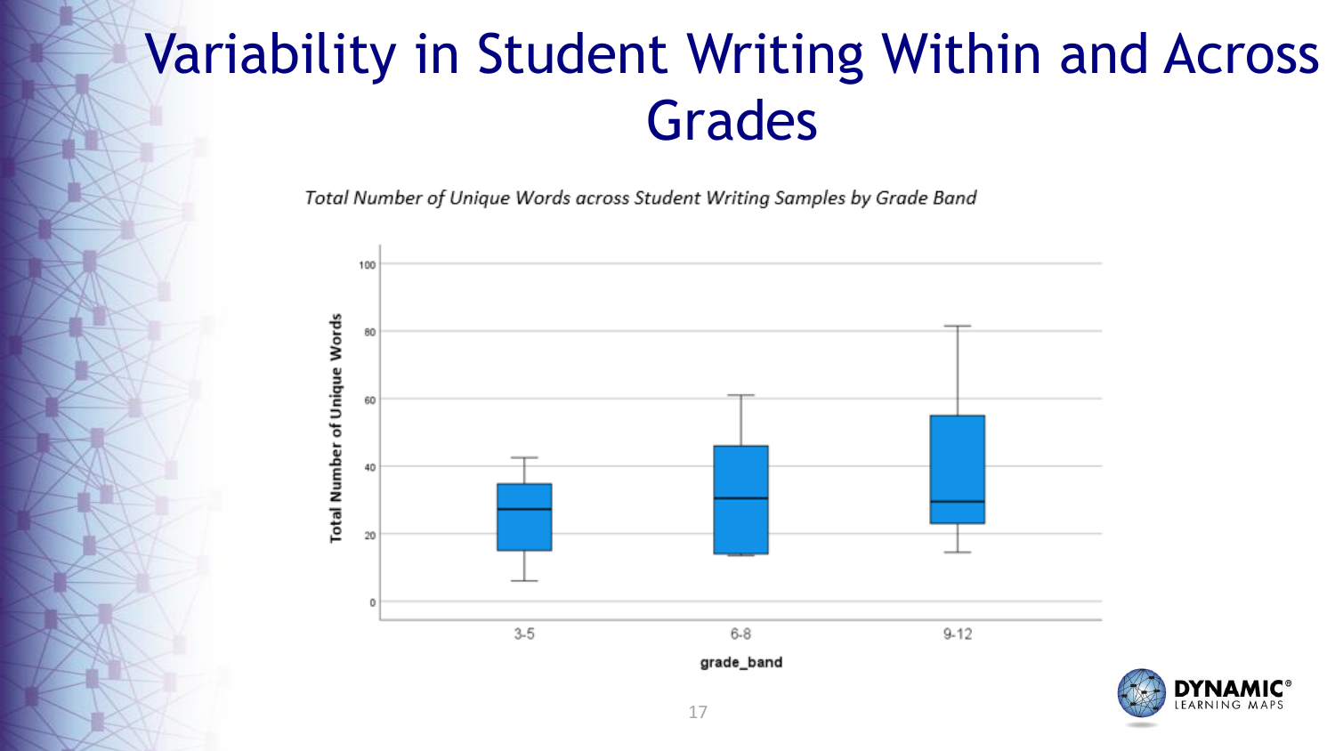# Variability in Student Writing Within and Across Grades

*Total Number of Unique Words across Student Writing Samples by Grade Band*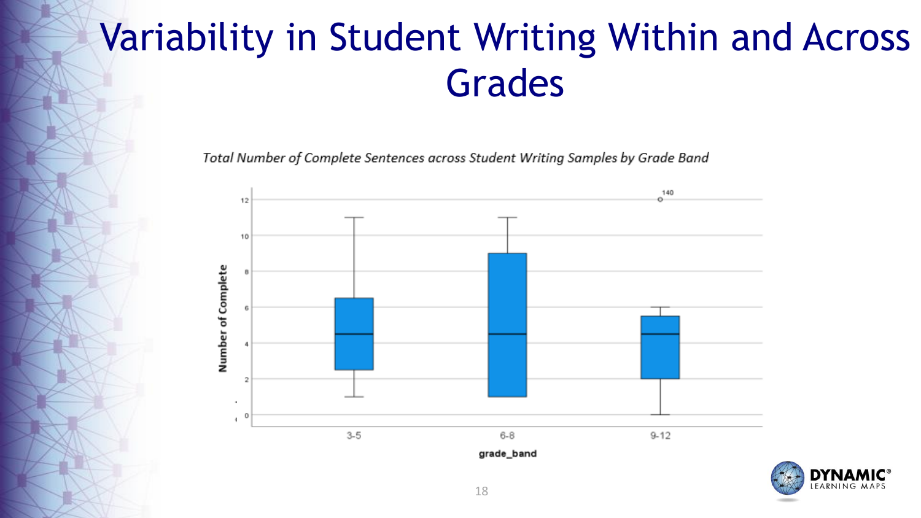# Variability in Student Writing Within and Across Grades

*Total Number of Complete Sentences across Student Writing Samples by Grade Band*

Number of Complete

12

10

8

6

4

2

0

140

3-5

6-8

9-12

**grade_band**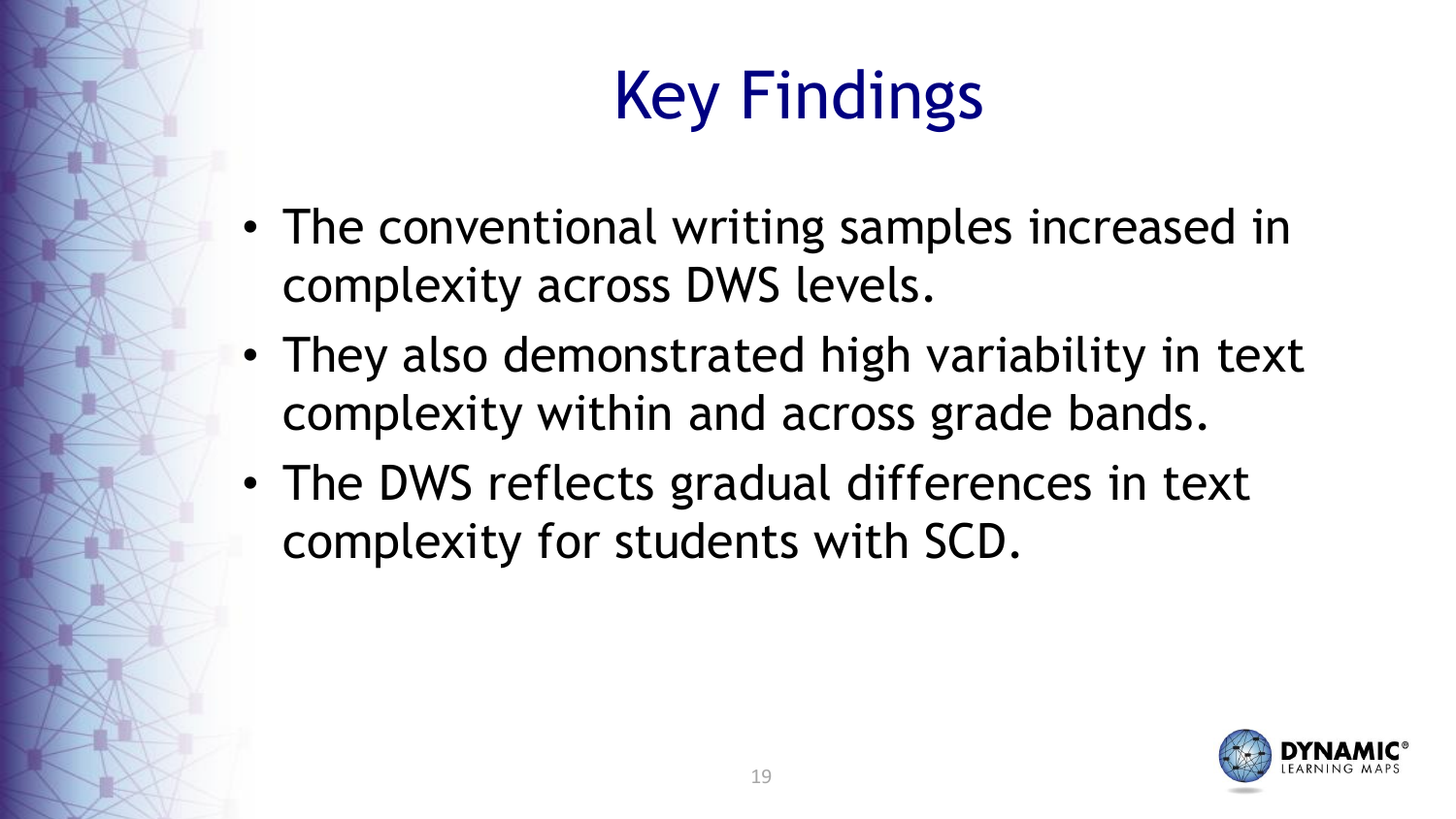# Key Findings

- The conventional writing samples increased in complexity across DWS levels.
- They also demonstrated high variability in text complexity within and across grade bands.
- The DWS reflects gradual differences in text complexity for students with SCD.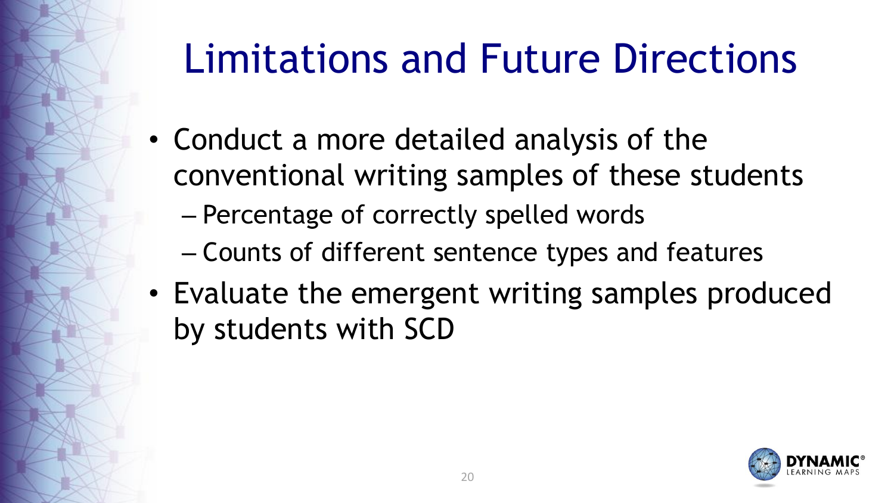# Limitations and Future Directions

- Conduct a more detailed analysis of the conventional writing samples of these students
  - Percentage of correctly spelled words
  - Counts of different sentence types and features
- Evaluate the emergent writing samples produced by students with SCD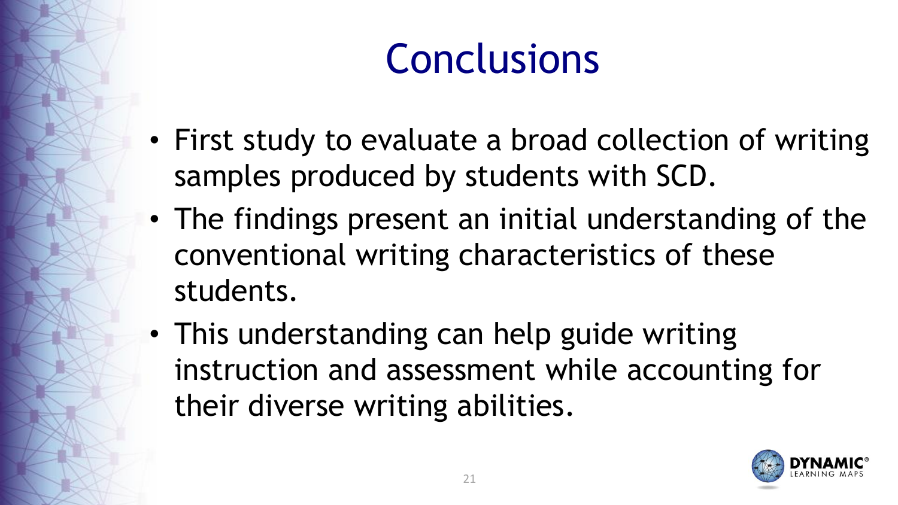# Conclusions

- First study to evaluate a broad collection of writing samples produced by students with SCD.
- The findings present an initial understanding of the conventional writing characteristics of these students.
- This understanding can help guide writing instruction and assessment while accounting for their diverse writing abilities.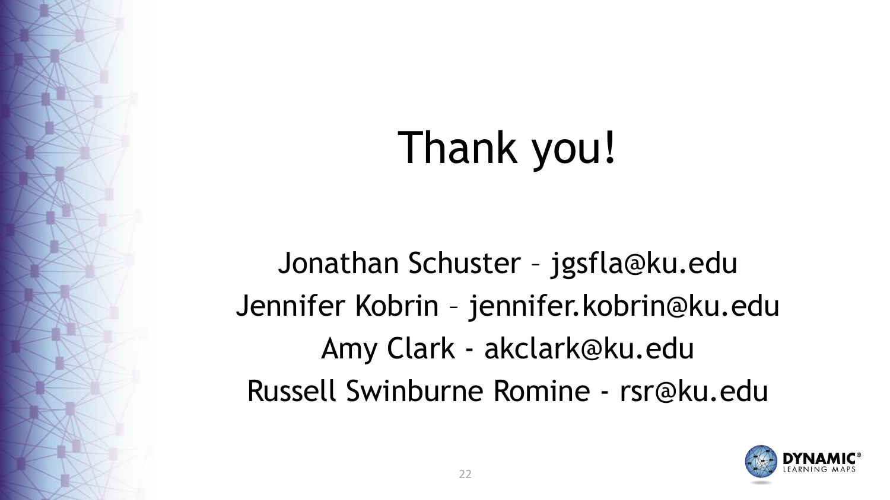# Thank you!

Jonathan Schuster – jgsfla@ku.edu

Jennifer Kobrin – jennifer.kobrin@ku.edu

Amy Clark - akclark@ku.edu

Russell Swinburne Romine - rsr@ku.edu